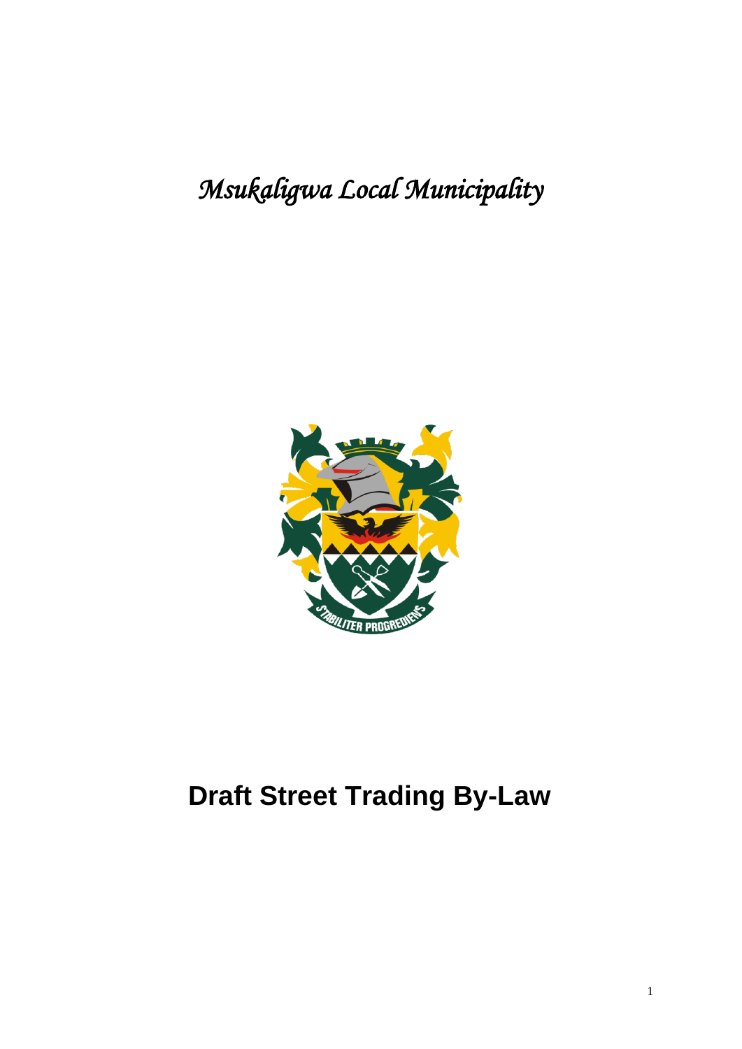*Msukaligwa Local Municipality*

# Draft Street Trading By-Law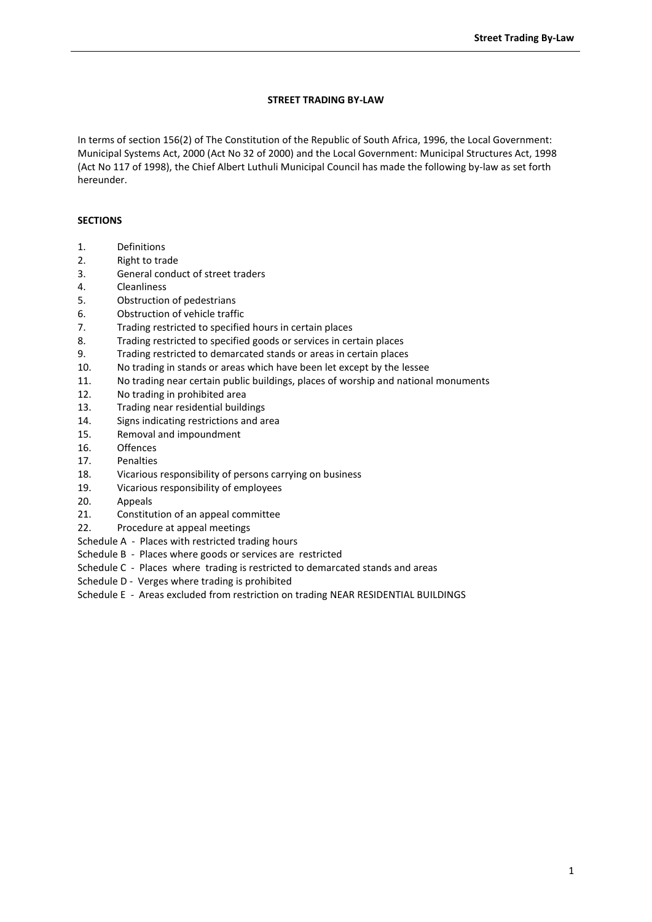# STREET TRADING BY-LAW

In terms of section 156(2) of The Constitution of the Republic of South Africa, 1996, the Local Government: Municipal Systems Act, 2000 (Act No 32 of 2000) and the Local Government: Municipal Structures Act, 1998 (Act No 117 of 1998), the Chief Albert Luthuli Municipal Council has made the following by-law as set forth hereunder.

## SECTIONS

1. Definitions
2. Right to trade
3. General conduct of street traders
4. Cleanliness
5. Obstruction of pedestrians
6. Obstruction of vehicle traffic
7. Trading restricted to specified hours in certain places
8. Trading restricted to specified goods or services in certain places
9. Trading restricted to demarcated stands or areas in certain places
10. No trading in stands or areas which have been let except by the lessee
11. No trading near certain public buildings, places of worship and national monuments
12. No trading in prohibited area
13. Trading near residential buildings
14. Signs indicating restrictions and area
15. Removal and impoundment
16. Offences
17. Penalties
18. Vicarious responsibility of persons carrying on business
19. Vicarious responsibility of employees
20. Appeals
21. Constitution of an appeal committee
22. Procedure at appeal meetings

Schedule A - Places with restricted trading hours
Schedule B - Places where goods or services are restricted
Schedule C - Places where trading is restricted to demarcated stands and areas
Schedule D - Verges where trading is prohibited
Schedule E - Areas excluded from restriction on trading NEAR RESIDENTIAL BUILDINGS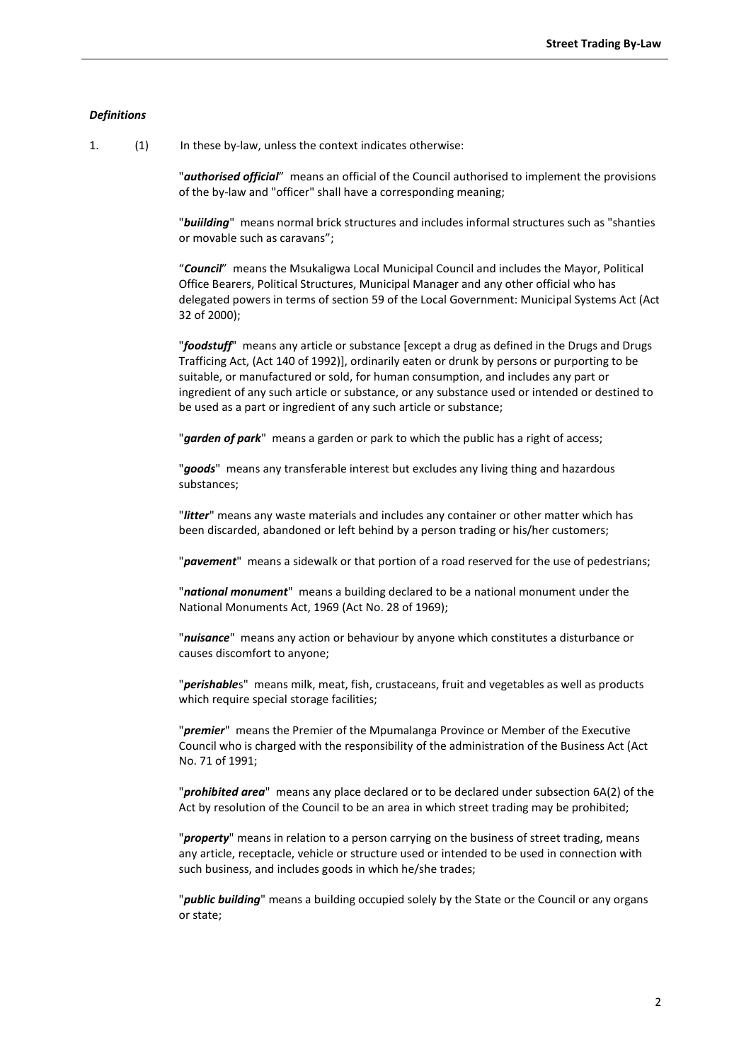***Definitions***

1. (1) In these by-law, unless the context indicates otherwise:

"***authorised official***" means an official of the Council authorised to implement the provisions of the by-law and "officer" shall have a corresponding meaning;

"***buiilding***" means normal brick structures and includes informal structures such as "shanties or movable such as caravans";

"***Council***" means the Msukaligwa Local Municipal Council and includes the Mayor, Political Office Bearers, Political Structures, Municipal Manager and any other official who has delegated powers in terms of section 59 of the Local Government: Municipal Systems Act (Act 32 of 2000);

"***foodstuff***" means any article or substance [except a drug as defined in the Drugs and Drugs Trafficing Act, (Act 140 of 1992)], ordinarily eaten or drunk by persons or purporting to be suitable, or manufactured or sold, for human consumption, and includes any part or ingredient of any such article or substance, or any substance used or intended or destined to be used as a part or ingredient of any such article or substance;

"***garden of park***" means a garden or park to which the public has a right of access;

"***goods***" means any transferable interest but excludes any living thing and hazardous substances;

"***litter***" means any waste materials and includes any container or other matter which has been discarded, abandoned or left behind by a person trading or his/her customers;

"***pavement***" means a sidewalk or that portion of a road reserved for the use of pedestrians;

"***national monument***" means a building declared to be a national monument under the National Monuments Act, 1969 (Act No. 28 of 1969);

"***nuisance***" means any action or behaviour by anyone which constitutes a disturbance or causes discomfort to anyone;

"***perishable***s" means milk, meat, fish, crustaceans, fruit and vegetables as well as products which require special storage facilities;

"***premier***" means the Premier of the Mpumalanga Province or Member of the Executive Council who is charged with the responsibility of the administration of the Business Act (Act No. 71 of 1991;

"***prohibited area***" means any place declared or to be declared under subsection 6A(2) of the Act by resolution of the Council to be an area in which street trading may be prohibited;

"***property***" means in relation to a person carrying on the business of street trading, means any article, receptacle, vehicle or structure used or intended to be used in connection with such business, and includes goods in which he/she trades;

"***public building***" means a building occupied solely by the State or the Council or any organs or state;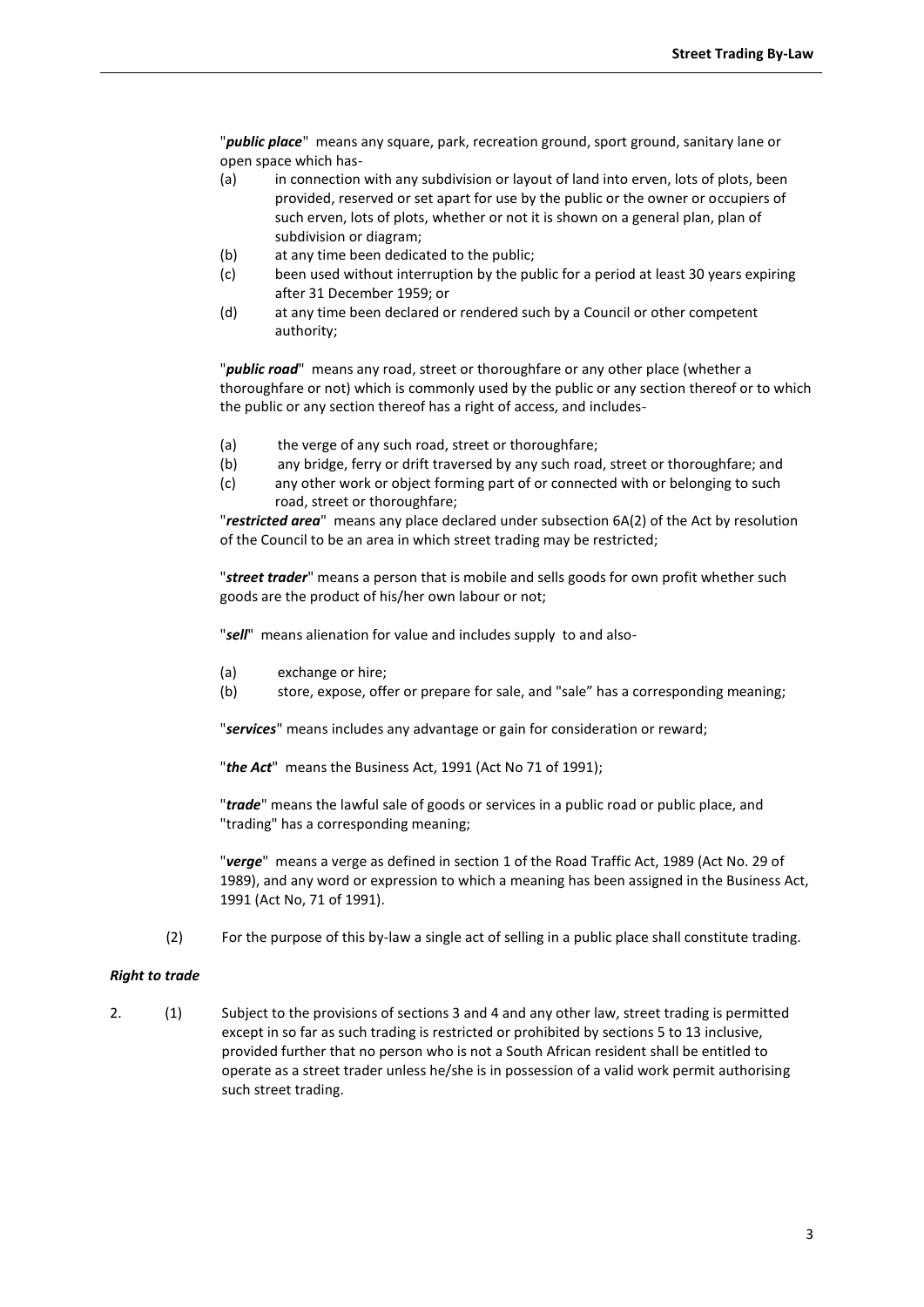"***public place***" means any square, park, recreation ground, sport ground, sanitary lane or open space which has-

(a) in connection with any subdivision or layout of land into erven, lots of plots, been provided, reserved or set apart for use by the public or the owner or occupiers of such erven, lots of plots, whether or not it is shown on a general plan, plan of subdivision or diagram;

(b) at any time been dedicated to the public;

(c) been used without interruption by the public for a period at least 30 years expiring after 31 December 1959; or

(d) at any time been declared or rendered such by a Council or other competent authority;

"***public road***" means any road, street or thoroughfare or any other place (whether a thoroughfare or not) which is commonly used by the public or any section thereof or to which the public or any section thereof has a right of access, and includes-

(a) the verge of any such road, street or thoroughfare;

(b) any bridge, ferry or drift traversed by any such road, street or thoroughfare; and

(c) any other work or object forming part of or connected with or belonging to such road, street or thoroughfare;

"***restricted area***" means any place declared under subsection 6A(2) of the Act by resolution of the Council to be an area in which street trading may be restricted;

"***street trader***" means a person that is mobile and sells goods for own profit whether such goods are the product of his/her own labour or not;

"***sell***" means alienation for value and includes supply to and also-

(a) exchange or hire;

(b) store, expose, offer or prepare for sale, and "sale" has a corresponding meaning;

"***services***" means includes any advantage or gain for consideration or reward;

"***the Act***" means the Business Act, 1991 (Act No 71 of 1991);

"***trade***" means the lawful sale of goods or services in a public road or public place, and "trading" has a corresponding meaning;

"***verge***" means a verge as defined in section 1 of the Road Traffic Act, 1989 (Act No. 29 of 1989), and any word or expression to which a meaning has been assigned in the Business Act, 1991 (Act No, 71 of 1991).

(2) For the purpose of this by-law a single act of selling in a public place shall constitute trading.

### *Right to trade*

2. (1) Subject to the provisions of sections 3 and 4 and any other law, street trading is permitted except in so far as such trading is restricted or prohibited by sections 5 to 13 inclusive, provided further that no person who is not a South African resident shall be entitled to operate as a street trader unless he/she is in possession of a valid work permit authorising such street trading.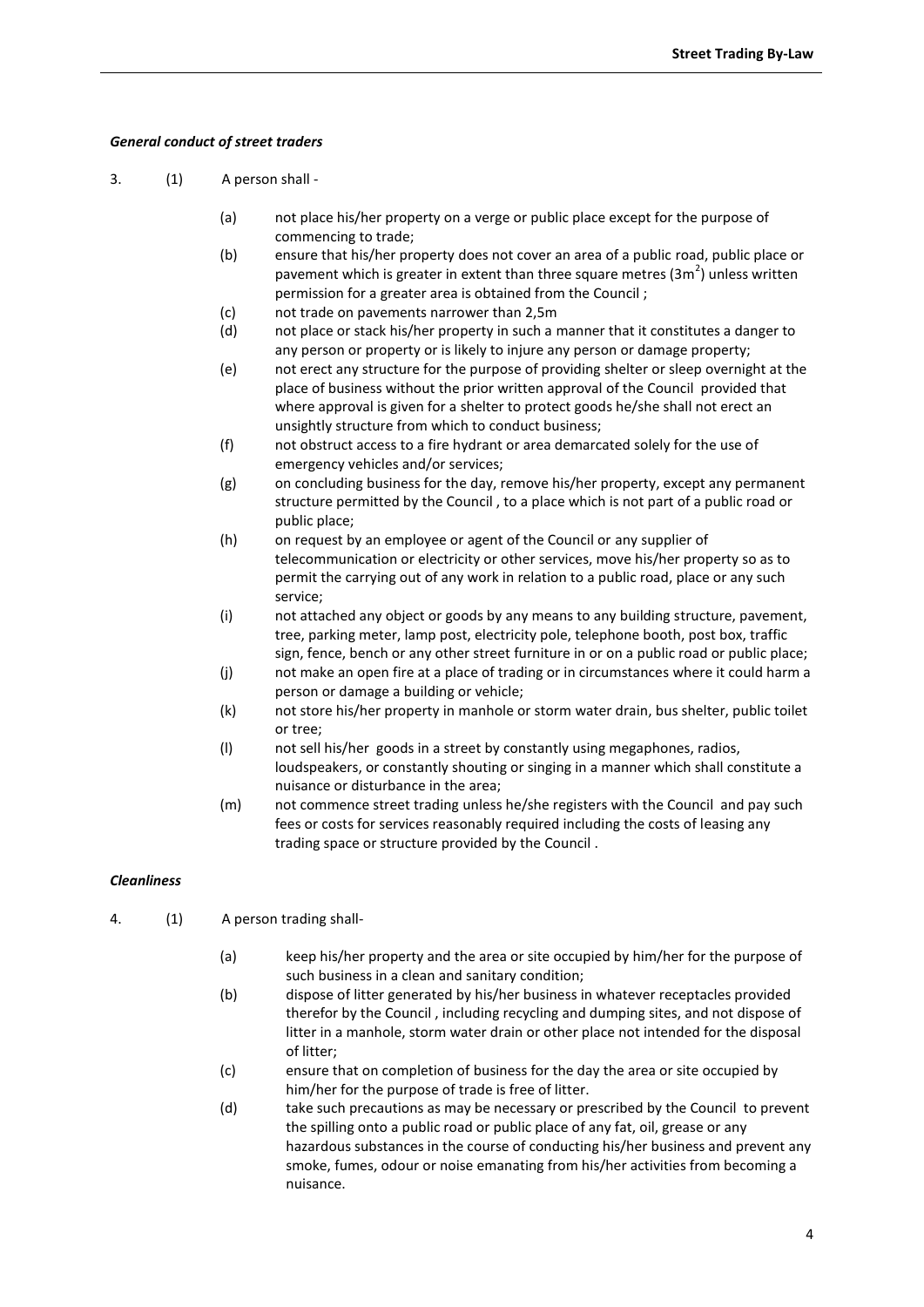***General conduct of street traders***

3. (1) A person shall -

   (a) not place his/her property on a verge or public place except for the purpose of commencing to trade;
   (b) ensure that his/her property does not cover an area of a public road, public place or pavement which is greater in extent than three square metres ($3m^2$) unless written permission for a greater area is obtained from the Council ;
   (c) not trade on pavements narrower than 2,5m
   (d) not place or stack his/her property in such a manner that it constitutes a danger to any person or property or is likely to injure any person or damage property;
   (e) not erect any structure for the purpose of providing shelter or sleep overnight at the place of business without the prior written approval of the Council provided that where approval is given for a shelter to protect goods he/she shall not erect an unsightly structure from which to conduct business;
   (f) not obstruct access to a fire hydrant or area demarcated solely for the use of emergency vehicles and/or services;
   (g) on concluding business for the day, remove his/her property, except any permanent structure permitted by the Council , to a place which is not part of a public road or public place;
   (h) on request by an employee or agent of the Council or any supplier of telecommunication or electricity or other services, move his/her property so as to permit the carrying out of any work in relation to a public road, place or any such service;
   (i) not attached any object or goods by any means to any building structure, pavement, tree, parking meter, lamp post, electricity pole, telephone booth, post box, traffic sign, fence, bench or any other street furniture in or on a public road or public place;
   (j) not make an open fire at a place of trading or in circumstances where it could harm a person or damage a building or vehicle;
   (k) not store his/her property in manhole or storm water drain, bus shelter, public toilet or tree;
   (l) not sell his/her goods in a street by constantly using megaphones, radios, loudspeakers, or constantly shouting or singing in a manner which shall constitute a nuisance or disturbance in the area;
   (m) not commence street trading unless he/she registers with the Council and pay such fees or costs for services reasonably required including the costs of leasing any trading space or structure provided by the Council .

***Cleanliness***

4. (1) A person trading shall-

   (a) keep his/her property and the area or site occupied by him/her for the purpose of such business in a clean and sanitary condition;
   (b) dispose of litter generated by his/her business in whatever receptacles provided therefor by the Council , including recycling and dumping sites, and not dispose of litter in a manhole, storm water drain or other place not intended for the disposal of litter;
   (c) ensure that on completion of business for the day the area or site occupied by him/her for the purpose of trade is free of litter.
   (d) take such precautions as may be necessary or prescribed by the Council to prevent the spilling onto a public road or public place of any fat, oil, grease or any hazardous substances in the course of conducting his/her business and prevent any smoke, fumes, odour or noise emanating from his/her activities from becoming a nuisance.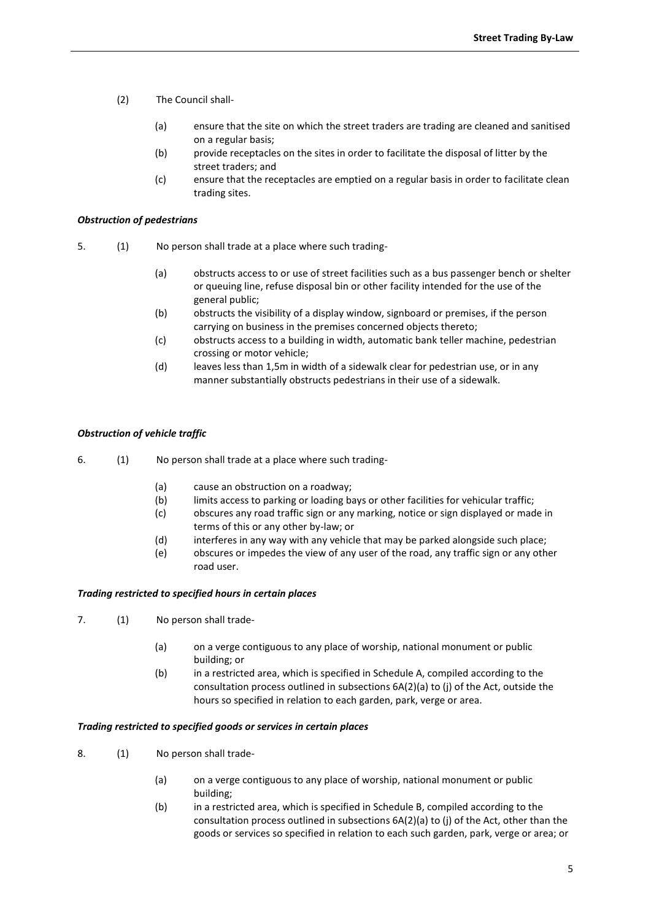(2) The Council shall-

(a) ensure that the site on which the street traders are trading are cleaned and sanitised on a regular basis;
(b) provide receptacles on the sites in order to facilitate the disposal of litter by the street traders; and
(c) ensure that the receptacles are emptied on a regular basis in order to facilitate clean trading sites.

***Obstruction of pedestrians***

5. (1) No person shall trade at a place where such trading-

(a) obstructs access to or use of street facilities such as a bus passenger bench or shelter or queuing line, refuse disposal bin or other facility intended for the use of the general public;
(b) obstructs the visibility of a display window, signboard or premises, if the person carrying on business in the premises concerned objects thereto;
(c) obstructs access to a building in width, automatic bank teller machine, pedestrian crossing or motor vehicle;
(d) leaves less than 1,5m in width of a sidewalk clear for pedestrian use, or in any manner substantially obstructs pedestrians in their use of a sidewalk.

***Obstruction of vehicle traffic***

6. (1) No person shall trade at a place where such trading-

(a) cause an obstruction on a roadway;
(b) limits access to parking or loading bays or other facilities for vehicular traffic;
(c) obscures any road traffic sign or any marking, notice or sign displayed or made in terms of this or any other by-law; or
(d) interferes in any way with any vehicle that may be parked alongside such place;
(e) obscures or impedes the view of any user of the road, any traffic sign or any other road user.

***Trading restricted to specified hours in certain places***

7. (1) No person shall trade-

(a) on a verge contiguous to any place of worship, national monument or public building; or
(b) in a restricted area, which is specified in Schedule A, compiled according to the consultation process outlined in subsections 6A(2)(a) to (j) of the Act, outside the hours so specified in relation to each garden, park, verge or area.

***Trading restricted to specified goods or services in certain places***

8. (1) No person shall trade-

(a) on a verge contiguous to any place of worship, national monument or public building;
(b) in a restricted area, which is specified in Schedule B, compiled according to the consultation process outlined in subsections 6A(2)(a) to (j) of the Act, other than the goods or services so specified in relation to each such garden, park, verge or area; or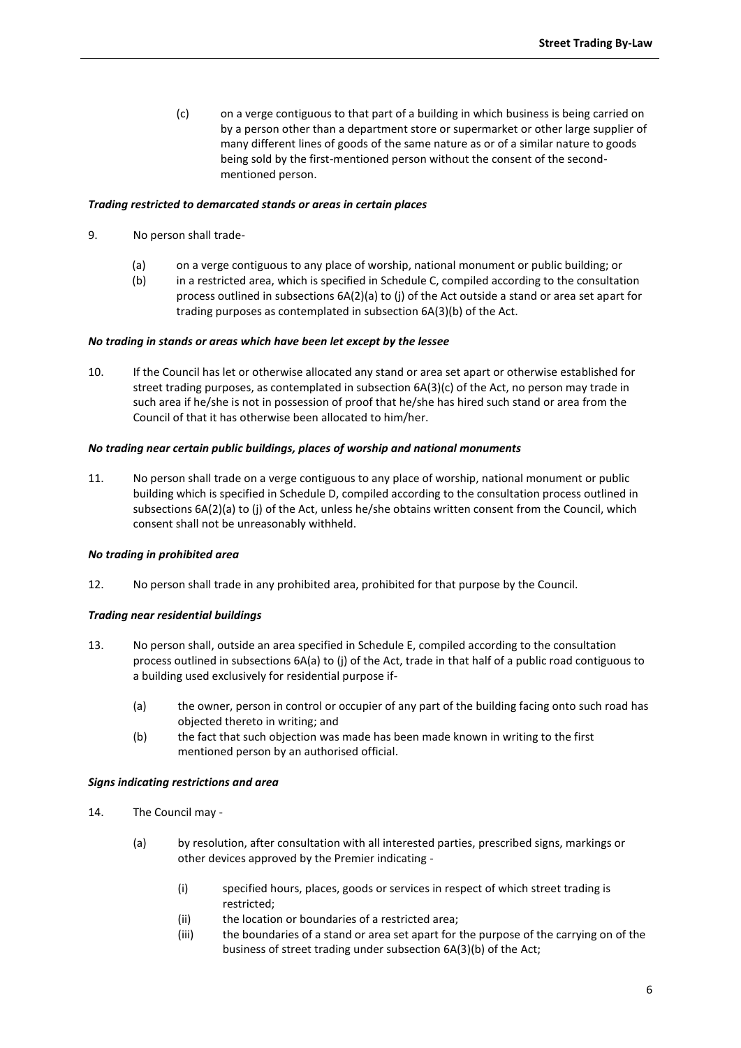(c) on a verge contiguous to that part of a building in which business is being carried on by a person other than a department store or supermarket or other large supplier of many different lines of goods of the same nature as or of a similar nature to goods being sold by the first-mentioned person without the consent of the second-mentioned person.

***Trading restricted to demarcated stands or areas in certain places***

9. No person shall trade-

   (a) on a verge contiguous to any place of worship, national monument or public building; or
   
   (b) in a restricted area, which is specified in Schedule C, compiled according to the consultation process outlined in subsections 6A(2)(a) to (j) of the Act outside a stand or area set apart for trading purposes as contemplated in subsection 6A(3)(b) of the Act.

***No trading in stands or areas which have been let except by the lessee***

10. If the Council has let or otherwise allocated any stand or area set apart or otherwise established for street trading purposes, as contemplated in subsection 6A(3)(c) of the Act, no person may trade in such area if he/she is not in possession of proof that he/she has hired such stand or area from the Council of that it has otherwise been allocated to him/her.

***No trading near certain public buildings, places of worship and national monuments***

11. No person shall trade on a verge contiguous to any place of worship, national monument or public building which is specified in Schedule D, compiled according to the consultation process outlined in subsections 6A(2)(a) to (j) of the Act, unless he/she obtains written consent from the Council, which consent shall not be unreasonably withheld.

***No trading in prohibited area***

12. No person shall trade in any prohibited area, prohibited for that purpose by the Council.

***Trading near residential buildings***

13. No person shall, outside an area specified in Schedule E, compiled according to the consultation process outlined in subsections 6A(a) to (j) of the Act, trade in that half of a public road contiguous to a building used exclusively for residential purpose if-

   (a) the owner, person in control or occupier of any part of the building facing onto such road has objected thereto in writing; and
   
   (b) the fact that such objection was made has been made known in writing to the first mentioned person by an authorised official.

***Signs indicating restrictions and area***

14. The Council may -

   (a) by resolution, after consultation with all interested parties, prescribed signs, markings or other devices approved by the Premier indicating -
   
      (i) specified hours, places, goods or services in respect of which street trading is restricted;
      
      (ii) the location or boundaries of a restricted area;
      
      (iii) the boundaries of a stand or area set apart for the purpose of the carrying on of the business of street trading under subsection 6A(3)(b) of the Act;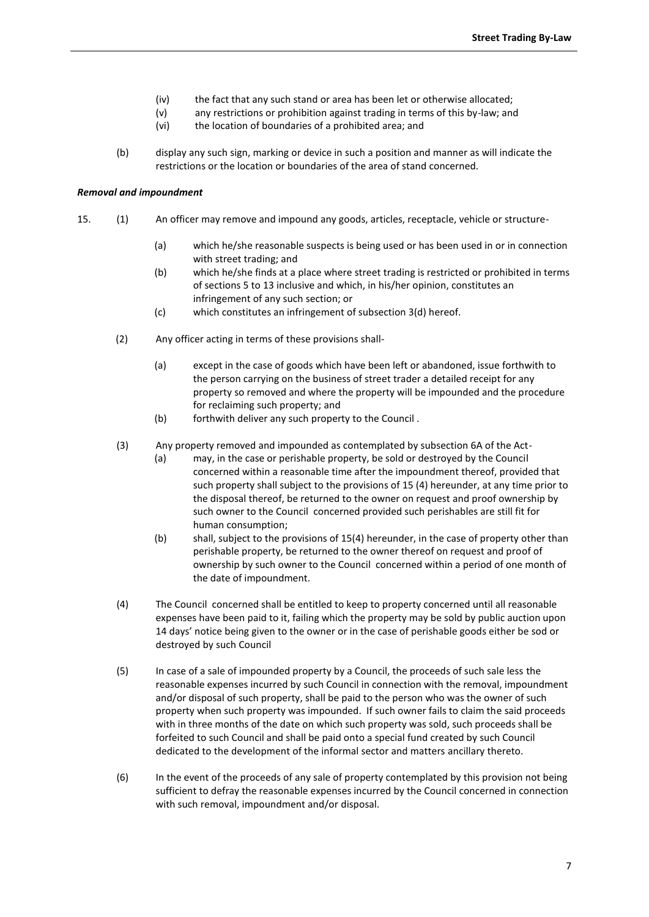(iv) the fact that any such stand or area has been let or otherwise allocated;
(v) any restrictions or prohibition against trading in terms of this by-law; and
(vi) the location of boundaries of a prohibited area; and

(b) display any such sign, marking or device in such a position and manner as will indicate the restrictions or the location or boundaries of the area of stand concerned.

***Removal and impoundment***

15. (1) An officer may remove and impound any goods, articles, receptacle, vehicle or structure-

(a) which he/she reasonable suspects is being used or has been used in or in connection with street trading; and
(b) which he/she finds at a place where street trading is restricted or prohibited in terms of sections 5 to 13 inclusive and which, in his/her opinion, constitutes an infringement of any such section; or
(c) which constitutes an infringement of subsection 3(d) hereof.

(2) Any officer acting in terms of these provisions shall-

(a) except in the case of goods which have been left or abandoned, issue forthwith to the person carrying on the business of street trader a detailed receipt for any property so removed and where the property will be impounded and the procedure for reclaiming such property; and
(b) forthwith deliver any such property to the Council .

(3) Any property removed and impounded as contemplated by subsection 6A of the Act-
(a) may, in the case or perishable property, be sold or destroyed by the Council concerned within a reasonable time after the impoundment thereof, provided that such property shall subject to the provisions of 15 (4) hereunder, at any time prior to the disposal thereof, be returned to the owner on request and proof ownership by such owner to the Council concerned provided such perishables are still fit for human consumption;
(b) shall, subject to the provisions of 15(4) hereunder, in the case of property other than perishable property, be returned to the owner thereof on request and proof of ownership by such owner to the Council concerned within a period of one month of the date of impoundment.

(4) The Council concerned shall be entitled to keep to property concerned until all reasonable expenses have been paid to it, failing which the property may be sold by public auction upon 14 days' notice being given to the owner or in the case of perishable goods either be sod or destroyed by such Council

(5) In case of a sale of impounded property by a Council, the proceeds of such sale less the reasonable expenses incurred by such Council in connection with the removal, impoundment and/or disposal of such property, shall be paid to the person who was the owner of such property when such property was impounded. If such owner fails to claim the said proceeds with in three months of the date on which such property was sold, such proceeds shall be forfeited to such Council and shall be paid onto a special fund created by such Council dedicated to the development of the informal sector and matters ancillary thereto.

(6) In the event of the proceeds of any sale of property contemplated by this provision not being sufficient to defray the reasonable expenses incurred by the Council concerned in connection with such removal, impoundment and/or disposal.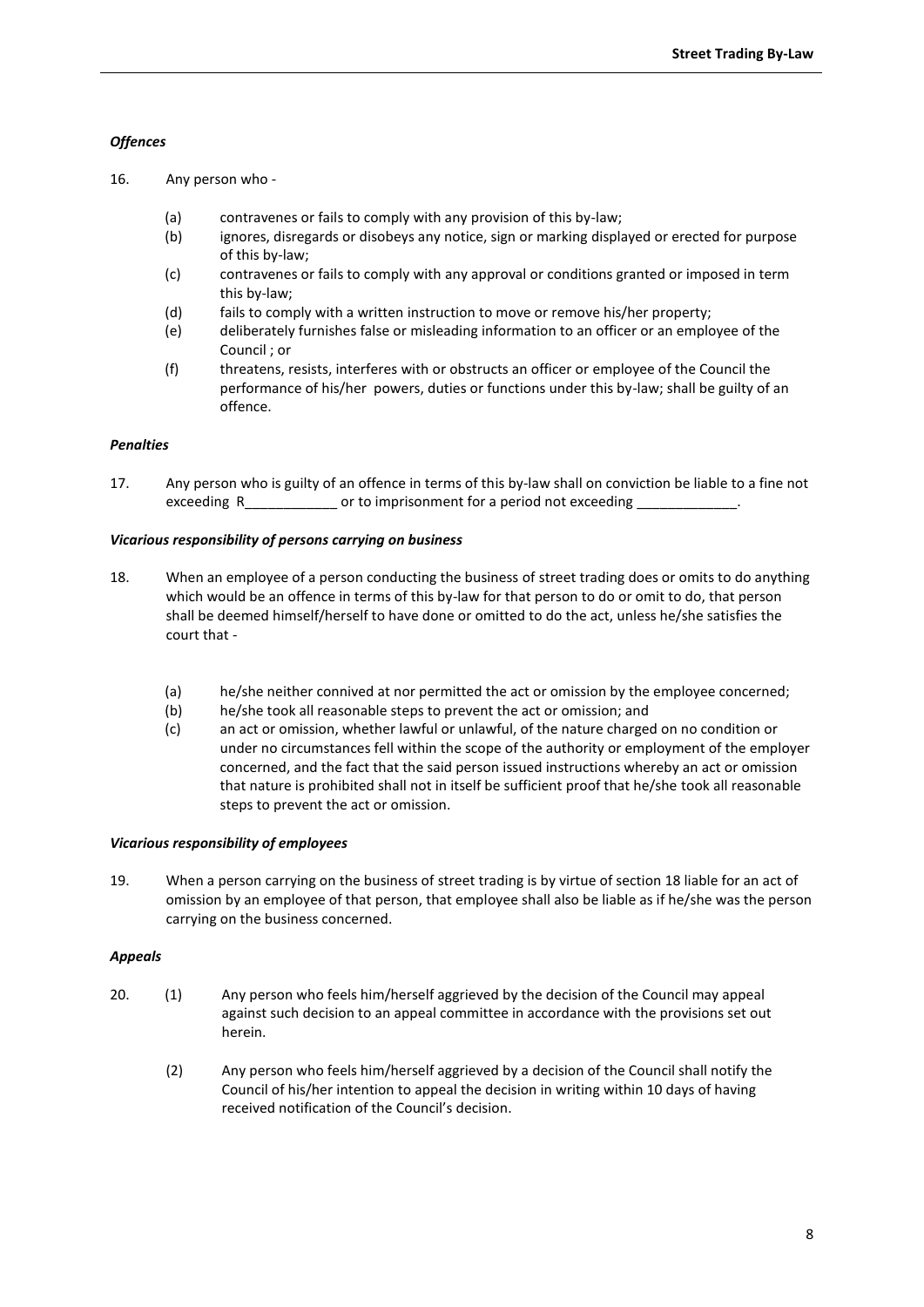***Offences***

16. Any person who -

- (a) contravenes or fails to comply with any provision of this by-law;
- (b) ignores, disregards or disobeys any notice, sign or marking displayed or erected for purpose of this by-law;
- (c) contravenes or fails to comply with any approval or conditions granted or imposed in term this by-law;
- (d) fails to comply with a written instruction to move or remove his/her property;
- (e) deliberately furnishes false or misleading information to an officer or an employee of the Council ; or
- (f) threatens, resists, interferes with or obstructs an officer or employee of the Council the performance of his/her powers, duties or functions under this by-law; shall be guilty of an offence.

***Penalties***

17. Any person who is guilty of an offence in terms of this by-law shall on conviction be liable to a fine not exceeding R____________ or to imprisonment for a period not exceeding _____________.

***Vicarious responsibility of persons carrying on business***

18. When an employee of a person conducting the business of street trading does or omits to do anything which would be an offence in terms of this by-law for that person to do or omit to do, that person shall be deemed himself/herself to have done or omitted to do the act, unless he/she satisfies the court that -

- (a) he/she neither connived at nor permitted the act or omission by the employee concerned;
- (b) he/she took all reasonable steps to prevent the act or omission; and
- (c) an act or omission, whether lawful or unlawful, of the nature charged on no condition or under no circumstances fell within the scope of the authority or employment of the employer concerned, and the fact that the said person issued instructions whereby an act or omission that nature is prohibited shall not in itself be sufficient proof that he/she took all reasonable steps to prevent the act or omission.

***Vicarious responsibility of employees***

19. When a person carrying on the business of street trading is by virtue of section 18 liable for an act of omission by an employee of that person, that employee shall also be liable as if he/she was the person carrying on the business concerned.

***Appeals***

20. (1) Any person who feels him/herself aggrieved by the decision of the Council may appeal against such decision to an appeal committee in accordance with the provisions set out herein.

(2) Any person who feels him/herself aggrieved by a decision of the Council shall notify the Council of his/her intention to appeal the decision in writing within 10 days of having received notification of the Council's decision.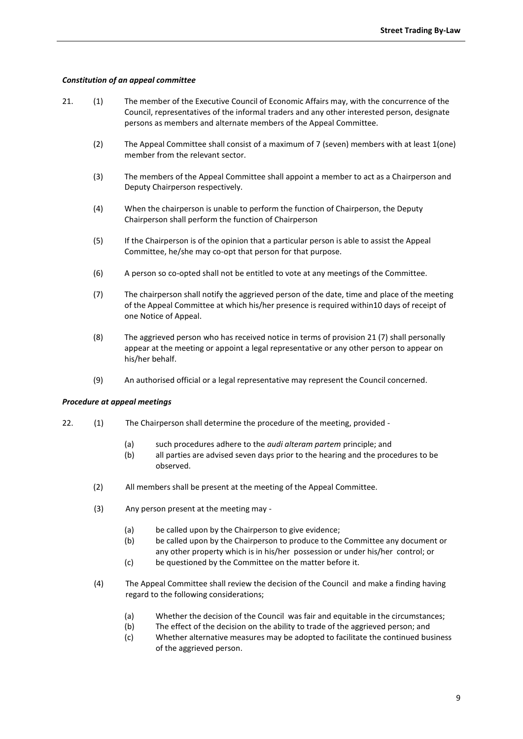### *Constitution of an appeal committee*

21. (1) The member of the Executive Council of Economic Affairs may, with the concurrence of the Council, representatives of the informal traders and any other interested person, designate persons as members and alternate members of the Appeal Committee.

    (2) The Appeal Committee shall consist of a maximum of 7 (seven) members with at least 1(one) member from the relevant sector.

    (3) The members of the Appeal Committee shall appoint a member to act as a Chairperson and Deputy Chairperson respectively.

    (4) When the chairperson is unable to perform the function of Chairperson, the Deputy Chairperson shall perform the function of Chairperson

    (5) If the Chairperson is of the opinion that a particular person is able to assist the Appeal Committee, he/she may co-opt that person for that purpose.

    (6) A person so co-opted shall not be entitled to vote at any meetings of the Committee.

    (7) The chairperson shall notify the aggrieved person of the date, time and place of the meeting of the Appeal Committee at which his/her presence is required within10 days of receipt of one Notice of Appeal.

    (8) The aggrieved person who has received notice in terms of provision 21 (7) shall personally appear at the meeting or appoint a legal representative or any other person to appear on his/her behalf.

    (9) An authorised official or a legal representative may represent the Council concerned.

### *Procedure at appeal meetings*

22. (1) The Chairperson shall determine the procedure of the meeting, provided -

    (a) such procedures adhere to the *audi alteram partem* principle; and
    (b) all parties are advised seven days prior to the hearing and the procedures to be observed.

    (2) All members shall be present at the meeting of the Appeal Committee.

    (3) Any person present at the meeting may -

    (a) be called upon by the Chairperson to give evidence;
    (b) be called upon by the Chairperson to produce to the Committee any document or any other property which is in his/her possession or under his/her control; or
    (c) be questioned by the Committee on the matter before it.

    (4) The Appeal Committee shall review the decision of the Council and make a finding having regard to the following considerations;

    (a) Whether the decision of the Council was fair and equitable in the circumstances;
    (b) The effect of the decision on the ability to trade of the aggrieved person; and
    (c) Whether alternative measures may be adopted to facilitate the continued business of the aggrieved person.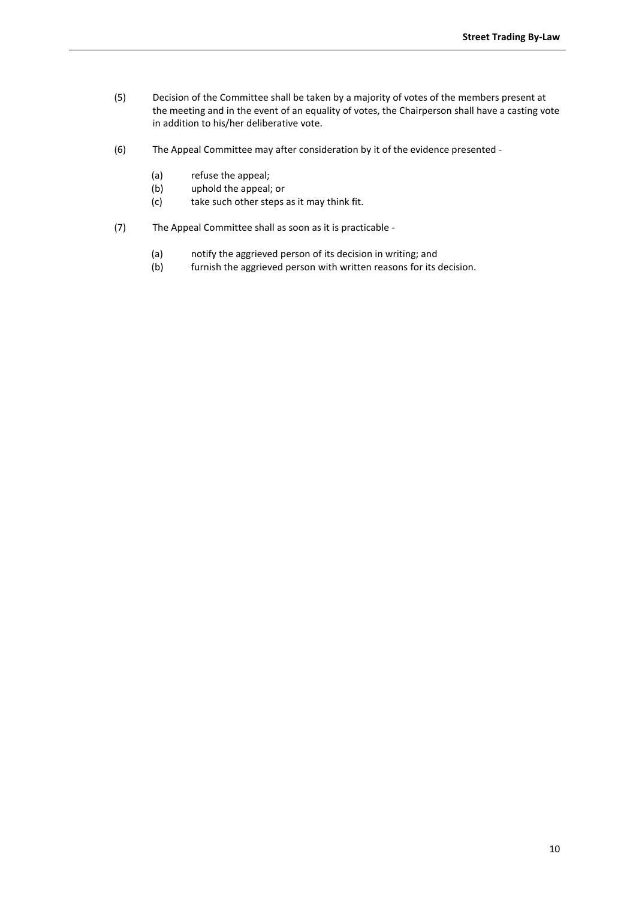(5) Decision of the Committee shall be taken by a majority of votes of the members present at the meeting and in the event of an equality of votes, the Chairperson shall have a casting vote in addition to his/her deliberative vote.

(6) The Appeal Committee may after consideration by it of the evidence presented -

(a) refuse the appeal;
(b) uphold the appeal; or
(c) take such other steps as it may think fit.

(7) The Appeal Committee shall as soon as it is practicable -

(a) notify the aggrieved person of its decision in writing; and
(b) furnish the aggrieved person with written reasons for its decision.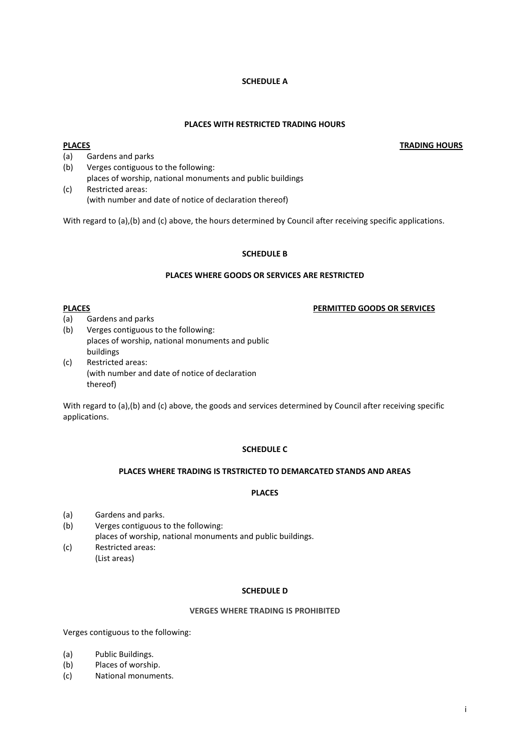## SCHEDULE A

### PLACES WITH RESTRICTED TRADING HOURS

| PLACES | TRADING HOURS |
|---|---|
| (a) Gardens and parks | |
| (b) Verges contiguous to the following: places of worship, national monuments and public buildings | |
| (c) Restricted areas: (with number and date of notice of declaration thereof) | |

With regard to (a),(b) and (c) above, the hours determined by Council after receiving specific applications.

## SCHEDULE B

### PLACES WHERE GOODS OR SERVICES ARE RESTRICTED

| PLACES | PERMITTED GOODS OR SERVICES |
|---|---|
| (a) Gardens and parks | |
| (b) Verges contiguous to the following: places of worship, national monuments and public buildings | |
| (c) Restricted areas: (with number and date of notice of declaration thereof) | |

With regard to (a),(b) and (c) above, the goods and services determined by Council after receiving specific applications.

## SCHEDULE C

### PLACES WHERE TRADING IS TRSTRICTED TO DEMARCATED STANDS AND AREAS

**PLACES**

(a) Gardens and parks.

(b) Verges contiguous to the following:
places of worship, national monuments and public buildings.

(c) Restricted areas:
(List areas)

## SCHEDULE D

### VERGES WHERE TRADING IS PROHIBITED

Verges contiguous to the following:

(a) Public Buildings.

(b) Places of worship.

(c) National monuments.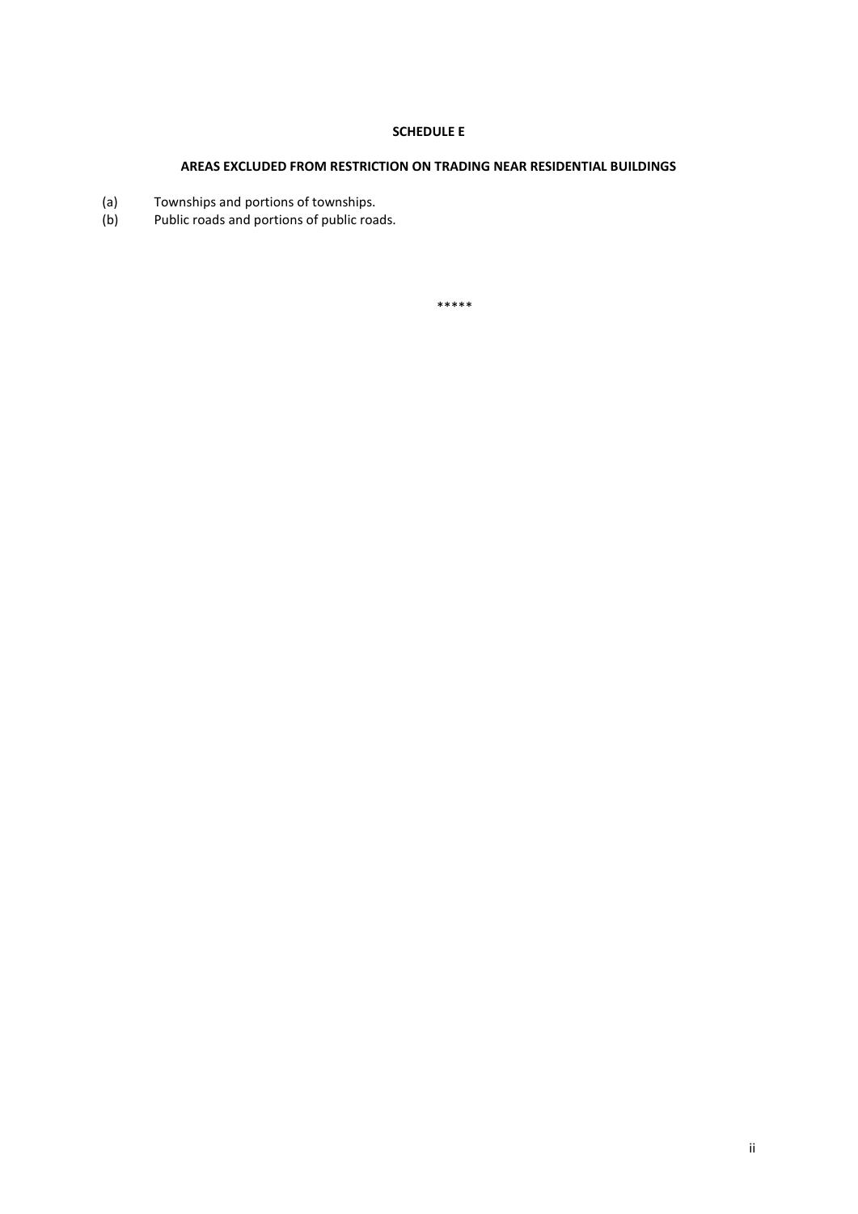**SCHEDULE E**

**AREAS EXCLUDED FROM RESTRICTION ON TRADING NEAR RESIDENTIAL BUILDINGS**

(a) Townships and portions of townships.
(b) Public roads and portions of public roads.

*****